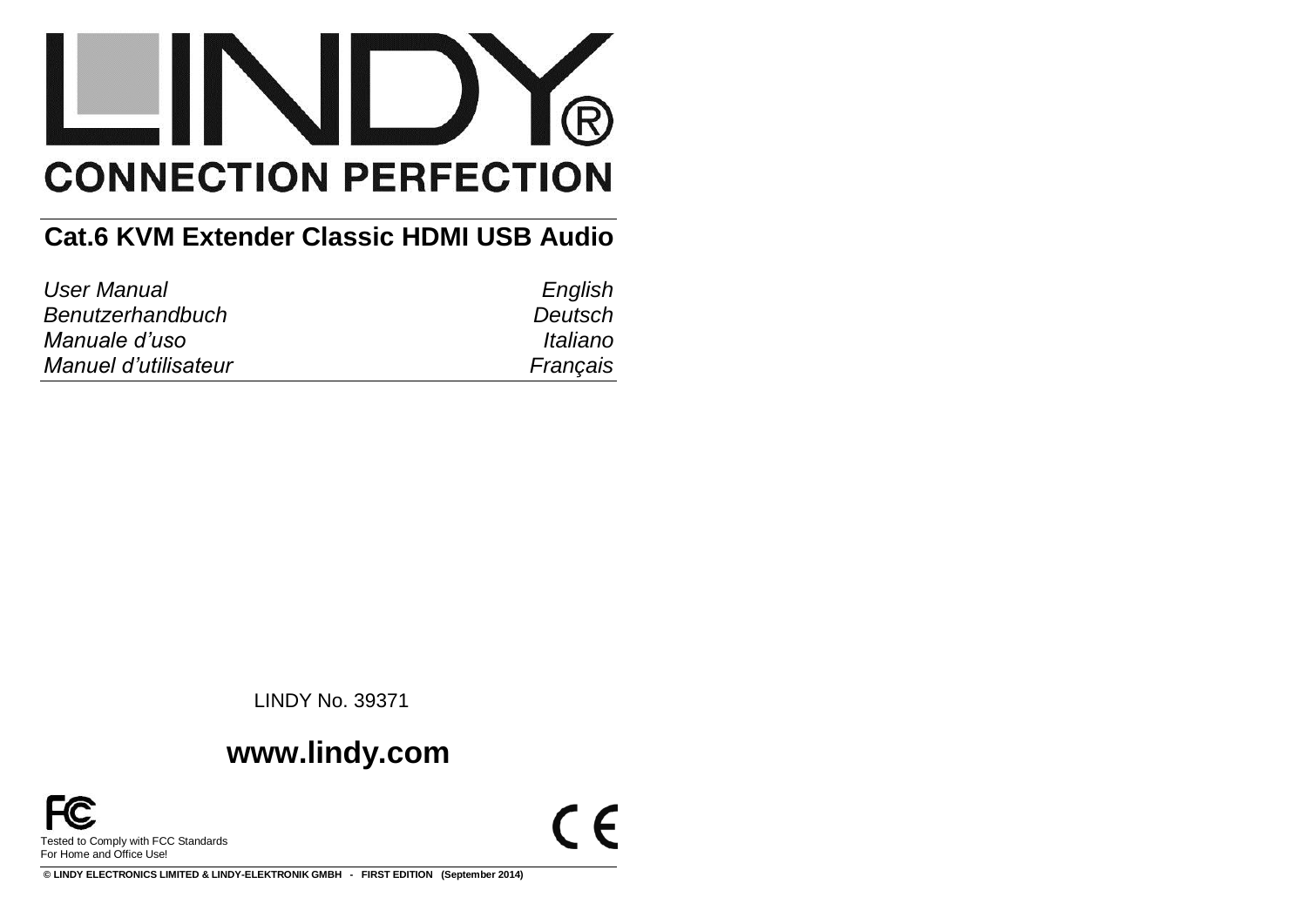# LINDY®

**CONNECTION PERFECTION**

## Cat.6 KVM Extender Classic HDMI USB Audio

| | |
|---|---|
| *User Manual* | *English* |
| *Benutzerhandbuch* | *Deutsch* |
| *Manuale d'uso* | *Italiano* |
| *Manuel d'utilisateur* | *Français* |

LINDY No. 39371

**www.lindy.com**

Tested to Comply with FCC Standards
For Home and Office Use!

CE

**© LINDY ELECTRONICS LIMITED & LINDY-ELEKTRONIK GMBH - FIRST EDITION (September 2014)**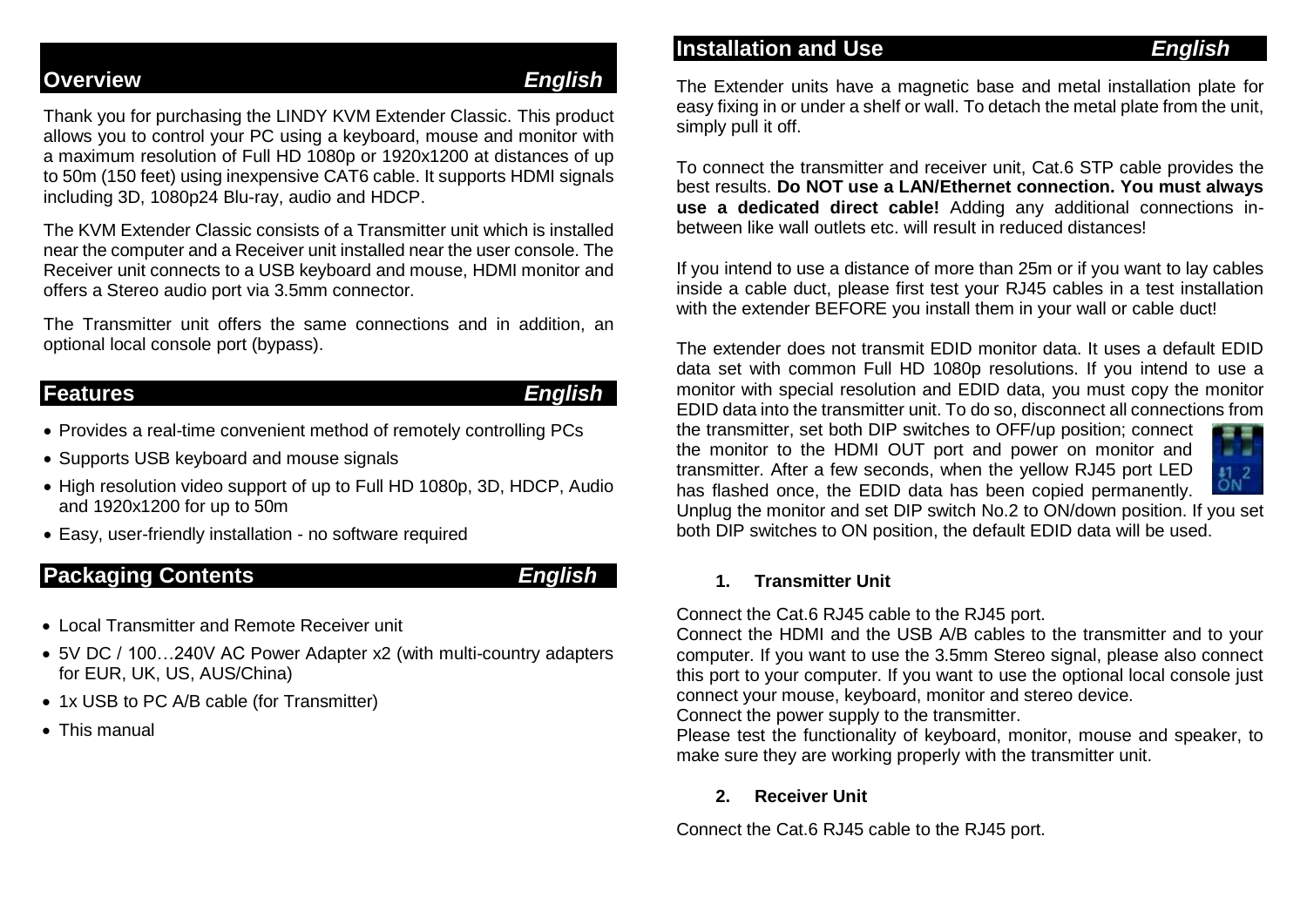## Overview *English*

Thank you for purchasing the LINDY KVM Extender Classic. This product allows you to control your PC using a keyboard, mouse and monitor with a maximum resolution of Full HD 1080p or 1920x1200 at distances of up to 50m (150 feet) using inexpensive CAT6 cable. It supports HDMI signals including 3D, 1080p24 Blu-ray, audio and HDCP.

The KVM Extender Classic consists of a Transmitter unit which is installed near the computer and a Receiver unit installed near the user console. The Receiver unit connects to a USB keyboard and mouse, HDMI monitor and offers a Stereo audio port via 3.5mm connector.

The Transmitter unit offers the same connections and in addition, an optional local console port (bypass).

## Features *English*

- Provides a real-time convenient method of remotely controlling PCs
- Supports USB keyboard and mouse signals
- High resolution video support of up to Full HD 1080p, 3D, HDCP, Audio and 1920x1200 for up to 50m
- Easy, user-friendly installation - no software required

## Packaging Contents *English*

- Local Transmitter and Remote Receiver unit
- 5V DC / 100…240V AC Power Adapter x2 (with multi-country adapters for EUR, UK, US, AUS/China)
- 1x USB to PC A/B cable (for Transmitter)
- This manual

## Installation and Use *English*

The Extender units have a magnetic base and metal installation plate for easy fixing in or under a shelf or wall. To detach the metal plate from the unit, simply pull it off.

To connect the transmitter and receiver unit, Cat.6 STP cable provides the best results. **Do NOT use a LAN/Ethernet connection. You must always use a dedicated direct cable!** Adding any additional connections in-between like wall outlets etc. will result in reduced distances!

If you intend to use a distance of more than 25m or if you want to lay cables inside a cable duct, please first test your RJ45 cables in a test installation with the extender BEFORE you install them in your wall or cable duct!

The extender does not transmit EDID monitor data. It uses a default EDID data set with common Full HD 1080p resolutions. If you intend to use a monitor with special resolution and EDID data, you must copy the monitor EDID data into the transmitter unit. To do so, disconnect all connections from the transmitter, set both DIP switches to OFF/up position; connect the monitor to the HDMI OUT port and power on monitor and transmitter. After a few seconds, when the yellow RJ45 port LED has flashed once, the EDID data has been copied permanently. Unplug the monitor and set DIP switch No.2 to ON/down position. If you set both DIP switches to ON position, the default EDID data will be used.

### 1. Transmitter Unit

Connect the Cat.6 RJ45 cable to the RJ45 port.
Connect the HDMI and the USB A/B cables to the transmitter and to your computer. If you want to use the 3.5mm Stereo signal, please also connect this port to your computer. If you want to use the optional local console just connect your mouse, keyboard, monitor and stereo device.
Connect the power supply to the transmitter.
Please test the functionality of keyboard, monitor, mouse and speaker, to make sure they are working properly with the transmitter unit.

### 2. Receiver Unit

Connect the Cat.6 RJ45 cable to the RJ45 port.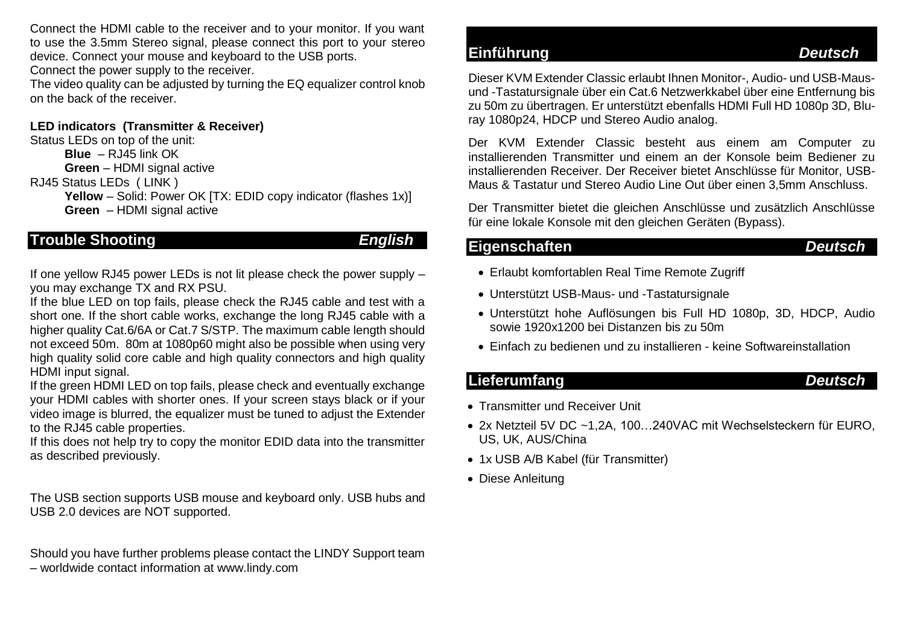Connect the HDMI cable to the receiver and to your monitor. If you want to use the 3.5mm Stereo signal, please connect this port to your stereo device. Connect your mouse and keyboard to the USB ports.
Connect the power supply to the receiver.
The video quality can be adjusted by turning the EQ equalizer control knob on the back of the receiver.

**LED indicators (Transmitter & Receiver)**

Status LEDs on top of the unit:

- **Blue** – RJ45 link OK
- **Green** – HDMI signal active

RJ45 Status LEDs ( LINK )

- **Yellow** – Solid: Power OK [TX: EDID copy indicator (flashes 1x)]
- **Green** – HDMI signal active

## Trouble Shooting *English*

If one yellow RJ45 power LEDs is not lit please check the power supply – you may exchange TX and RX PSU.
If the blue LED on top fails, please check the RJ45 cable and test with a short one. If the short cable works, exchange the long RJ45 cable with a higher quality Cat.6/6A or Cat.7 S/STP. The maximum cable length should not exceed 50m. 80m at 1080p60 might also be possible when using very high quality solid core cable and high quality connectors and high quality HDMI input signal.
If the green HDMI LED on top fails, please check and eventually exchange your HDMI cables with shorter ones. If your screen stays black or if your video image is blurred, the equalizer must be tuned to adjust the Extender to the RJ45 cable properties.
If this does not help try to copy the monitor EDID data into the transmitter as described previously.

The USB section supports USB mouse and keyboard only. USB hubs and USB 2.0 devices are NOT supported.

Should you have further problems please contact the LINDY Support team – worldwide contact information at www.lindy.com

## Einführung *Deutsch*

Dieser KVM Extender Classic erlaubt Ihnen Monitor-, Audio- und USB-Maus- und -Tastatursignale über ein Cat.6 Netzwerkkabel über eine Entfernung bis zu 50m zu übertragen. Er unterstützt ebenfalls HDMI Full HD 1080p 3D, Blu-ray 1080p24, HDCP und Stereo Audio analog.

Der KVM Extender Classic besteht aus einem am Computer zu installierenden Transmitter und einem an der Konsole beim Bediener zu installierenden Receiver. Der Receiver bietet Anschlüsse für Monitor, USB-Maus & Tastatur und Stereo Audio Line Out über einen 3,5mm Anschluss.

Der Transmitter bietet die gleichen Anschlüsse und zusätzlich Anschlüsse für eine lokale Konsole mit den gleichen Geräten (Bypass).

## Eigenschaften *Deutsch*

- Erlaubt komfortablen Real Time Remote Zugriff
- Unterstützt USB-Maus- und -Tastatursignale
- Unterstützt hohe Auflösungen bis Full HD 1080p, 3D, HDCP, Audio sowie 1920x1200 bei Distanzen bis zu 50m
- Einfach zu bedienen und zu installieren - keine Softwareinstallation

## Lieferumfang *Deutsch*

- Transmitter und Receiver Unit
- 2x Netzteil 5V DC ~1,2A, 100…240VAC mit Wechselsteckern für EURO, US, UK, AUS/China
- 1x USB A/B Kabel (für Transmitter)
- Diese Anleitung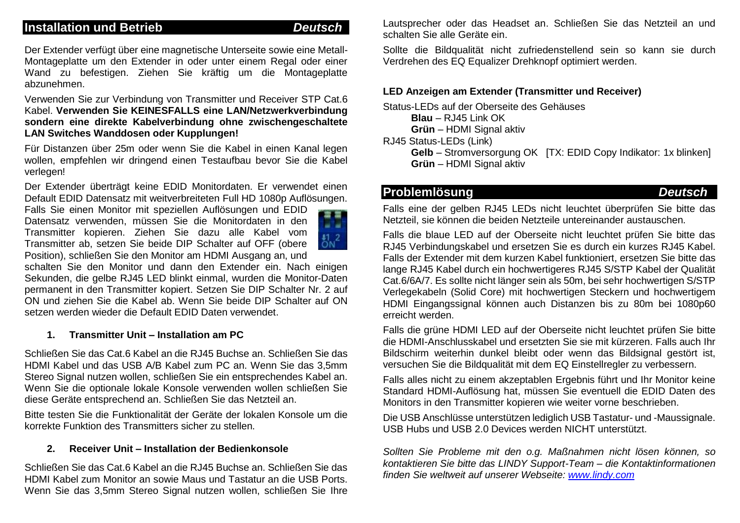## Installation und Betrieb *Deutsch*

Der Extender verfügt über eine magnetische Unterseite sowie eine Metall-Montageplatte um den Extender in oder unter einem Regal oder einer Wand zu befestigen. Ziehen Sie kräftig um die Montageplatte abzunehmen.

Verwenden Sie zur Verbindung von Transmitter und Receiver STP Cat.6 Kabel. **Verwenden Sie KEINESFALLS eine LAN/Netzwerkverbindung sondern eine direkte Kabelverbindung ohne zwischengeschaltete LAN Switches Wanddosen oder Kupplungen!**

Für Distanzen über 25m oder wenn Sie die Kabel in einen Kanal legen wollen, empfehlen wir dringend einen Testaufbau bevor Sie die Kabel verlegen!

Der Extender überträgt keine EDID Monitordaten. Er verwendet einen Default EDID Datensatz mit weitverbreiteten Full HD 1080p Auflösungen. Falls Sie einen Monitor mit speziellen Auflösungen und EDID Datensatz verwenden, müssen Sie die Monitordaten in den Transmitter kopieren. Ziehen Sie dazu alle Kabel vom Transmitter ab, setzen Sie beide DIP Schalter auf OFF (obere Position), schließen Sie den Monitor am HDMI Ausgang an, und schalten Sie den Monitor und dann den Extender ein. Nach einigen Sekunden, die gelbe RJ45 LED blinkt einmal, wurden die Monitor-Daten permanent in den Transmitter kopiert. Setzen Sie DIP Schalter Nr. 2 auf ON und ziehen Sie die Kabel ab. Wenn Sie beide DIP Schalter auf ON setzen werden wieder die Default EDID Daten verwendet.

### 1. Transmitter Unit – Installation am PC

Schließen Sie das Cat.6 Kabel an die RJ45 Buchse an. Schließen Sie das HDMI Kabel und das USB A/B Kabel zum PC an. Wenn Sie das 3,5mm Stereo Signal nutzen wollen, schließen Sie ein entsprechendes Kabel an. Wenn Sie die optionale lokale Konsole verwenden wollen schließen Sie diese Geräte entsprechend an. Schließen Sie das Netzteil an.

Bitte testen Sie die Funktionalität der Geräte der lokalen Konsole um die korrekte Funktion des Transmitters sicher zu stellen.

### 2. Receiver Unit – Installation der Bedienkonsole

Schließen Sie das Cat.6 Kabel an die RJ45 Buchse an. Schließen Sie das HDMI Kabel zum Monitor an sowie Maus und Tastatur an die USB Ports. Wenn Sie das 3,5mm Stereo Signal nutzen wollen, schließen Sie Ihre Lautsprecher oder das Headset an. Schließen Sie das Netzteil an und schalten Sie alle Geräte ein.

Sollte die Bildqualität nicht zufriedenstellend sein so kann sie durch Verdrehen des EQ Equalizer Drehknopf optimiert werden.

**LED Anzeigen am Extender (Transmitter und Receiver)**

Status-LEDs auf der Oberseite des Gehäuses
- **Blau** – RJ45 Link OK
- **Grün** – HDMI Signal aktiv

RJ45 Status-LEDs (Link)
- **Gelb** – Stromversorgung OK [TX: EDID Copy Indikator: 1x blinken]
- **Grün** – HDMI Signal aktiv

## Problemlösung *Deutsch*

Falls eine der gelben RJ45 LEDs nicht leuchtet überprüfen Sie bitte das Netzteil, sie können die beiden Netzteile untereinander austauschen.

Falls die blaue LED auf der Oberseite nicht leuchtet prüfen Sie bitte das RJ45 Verbindungskabel und ersetzen Sie es durch ein kurzes RJ45 Kabel. Falls der Extender mit dem kurzen Kabel funktioniert, ersetzen Sie bitte das lange RJ45 Kabel durch ein hochwertigeres RJ45 S/STP Kabel der Qualität Cat.6/6A/7. Es sollte nicht länger sein als 50m, bei sehr hochwertigen S/STP Verlegekabeln (Solid Core) mit hochwertigen Steckern und hochwertigem HDMI Eingangssignal können auch Distanzen bis zu 80m bei 1080p60 erreicht werden.

Falls die grüne HDMI LED auf der Oberseite nicht leuchtet prüfen Sie bitte die HDMI-Anschlusskabel und ersetzten Sie sie mit kürzeren. Falls auch Ihr Bildschirm weiterhin dunkel bleibt oder wenn das Bildsignal gestört ist, versuchen Sie die Bildqualität mit dem EQ Einstellregler zu verbessern.

Falls alles nicht zu einem akzeptablen Ergebnis führt und Ihr Monitor keine Standard HDMI-Auflösung hat, müssen Sie eventuell die EDID Daten des Monitors in den Transmitter kopieren wie weiter vorne beschrieben.

Die USB Anschlüsse unterstützen lediglich USB Tastatur- und -Maussignale. USB Hubs und USB 2.0 Devices werden NICHT unterstützt.

*Sollten Sie Probleme mit den o.g. Maßnahmen nicht lösen können, so kontaktieren Sie bitte das LINDY Support-Team – die Kontaktinformationen finden Sie weltweit auf unserer Webseite: www.lindy.com*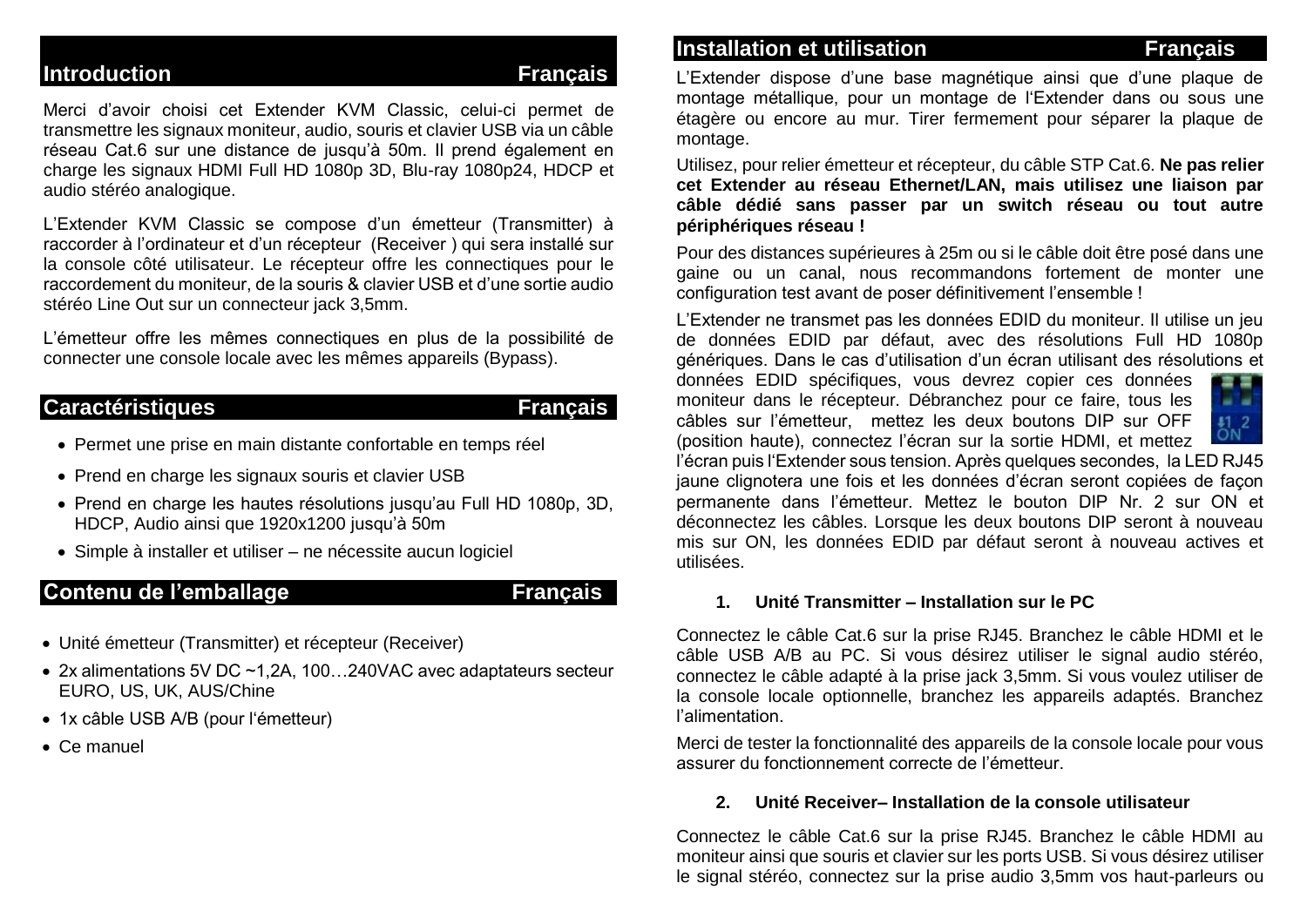## Introduction — Français

Merci d'avoir choisi cet Extender KVM Classic, celui-ci permet de transmettre les signaux moniteur, audio, souris et clavier USB via un câble réseau Cat.6 sur une distance de jusqu'à 50m. Il prend également en charge les signaux HDMI Full HD 1080p 3D, Blu-ray 1080p24, HDCP et audio stéréo analogique.

L'Extender KVM Classic se compose d'un émetteur (Transmitter) à raccorder à l'ordinateur et d'un récepteur (Receiver ) qui sera installé sur la console côté utilisateur. Le récepteur offre les connectiques pour le raccordement du moniteur, de la souris & clavier USB et d'une sortie audio stéréo Line Out sur un connecteur jack 3,5mm.

L'émetteur offre les mêmes connectiques en plus de la possibilité de connecter une console locale avec les mêmes appareils (Bypass).

## Caractéristiques — Français

- Permet une prise en main distante confortable en temps réel
- Prend en charge les signaux souris et clavier USB
- Prend en charge les hautes résolutions jusqu'au Full HD 1080p, 3D, HDCP, Audio ainsi que 1920x1200 jusqu'à 50m
- Simple à installer et utiliser – ne nécessite aucun logiciel

## Contenu de l'emballage — Français

- Unité émetteur (Transmitter) et récepteur (Receiver)
- 2x alimentations 5V DC ~1,2A, 100…240VAC avec adaptateurs secteur EURO, US, UK, AUS/Chine
- 1x câble USB A/B (pour l'émetteur)
- Ce manuel

## Installation et utilisation — Français

L'Extender dispose d'une base magnétique ainsi que d'une plaque de montage métallique, pour un montage de l'Extender dans ou sous une étagère ou encore au mur. Tirer fermement pour séparer la plaque de montage.

Utilisez, pour relier émetteur et récepteur, du câble STP Cat.6. **Ne pas relier cet Extender au réseau Ethernet/LAN, mais utilisez une liaison par câble dédié sans passer par un switch réseau ou tout autre périphériques réseau !**

Pour des distances supérieures à 25m ou si le câble doit être posé dans une gaine ou un canal, nous recommandons fortement de monter une configuration test avant de poser définitivement l'ensemble !

L'Extender ne transmet pas les données EDID du moniteur. Il utilise un jeu de données EDID par défaut, avec des résolutions Full HD 1080p génériques. Dans le cas d'utilisation d'un écran utilisant des résolutions et données EDID spécifiques, vous devrez copier ces données moniteur dans le récepteur. Débranchez pour ce faire, tous les câbles sur l'émetteur, mettez les deux boutons DIP sur OFF (position haute), connectez l'écran sur la sortie HDMI, et mettez l'écran puis l'Extender sous tension. Après quelques secondes, la LED RJ45 jaune clignotera une fois et les données d'écran seront copiées de façon permanente dans l'émetteur. Mettez le bouton DIP Nr. 2 sur ON et déconnectez les câbles. Lorsque les deux boutons DIP seront à nouveau mis sur ON, les données EDID par défaut seront à nouveau actives et utilisées.

1. **Unité Transmitter – Installation sur le PC**

Connectez le câble Cat.6 sur la prise RJ45. Branchez le câble HDMI et le câble USB A/B au PC. Si vous désirez utiliser le signal audio stéréo, connectez le câble adapté à la prise jack 3,5mm. Si vous voulez utiliser de la console locale optionnelle, branchez les appareils adaptés. Branchez l'alimentation.

Merci de tester la fonctionnalité des appareils de la console locale pour vous assurer du fonctionnement correcte de l'émetteur.

2. **Unité Receiver– Installation de la console utilisateur**

Connectez le câble Cat.6 sur la prise RJ45. Branchez le câble HDMI au moniteur ainsi que souris et clavier sur les ports USB. Si vous désirez utiliser le signal stéréo, connectez sur la prise audio 3,5mm vos haut-parleurs ou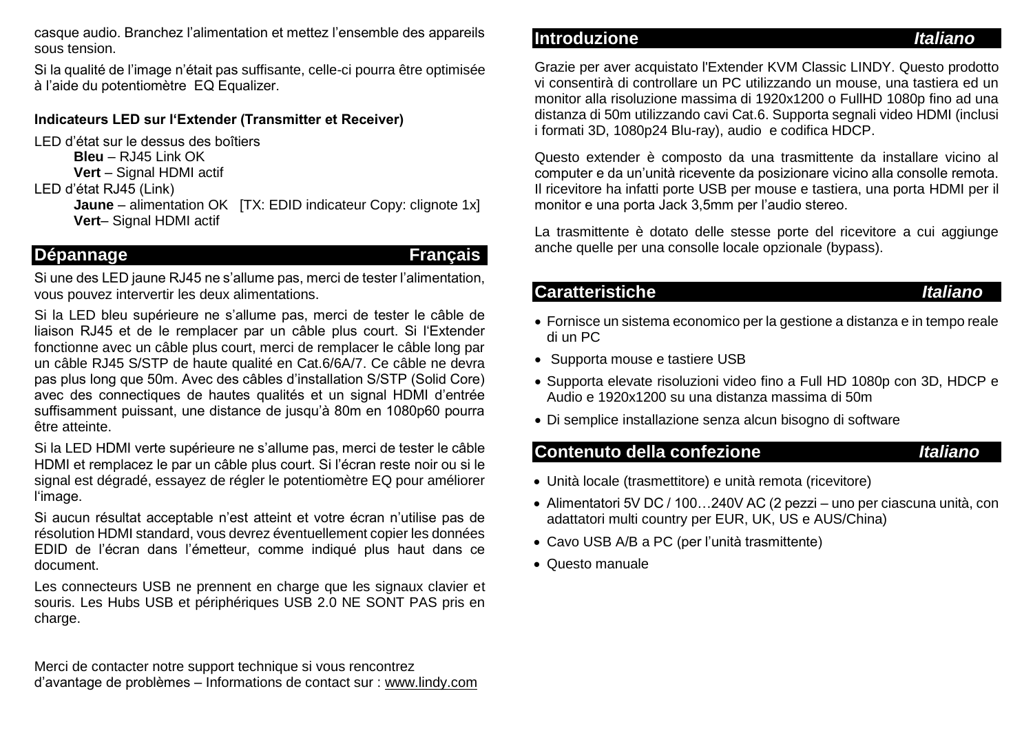casque audio. Branchez l'alimentation et mettez l'ensemble des appareils sous tension.

Si la qualité de l'image n'était pas suffisante, celle-ci pourra être optimisée à l'aide du potentiomètre EQ Equalizer.

**Indicateurs LED sur l'Extender (Transmitter et Receiver)**

LED d'état sur le dessus des boîtiers
- **Bleu** – RJ45 Link OK
- **Vert** – Signal HDMI actif

LED d'état RJ45 (Link)
- **Jaune** – alimentation OK [TX: EDID indicateur Copy: clignote 1x]
- **Vert**– Signal HDMI actif

## Dépannage — Français

Si une des LED jaune RJ45 ne s'allume pas, merci de tester l'alimentation, vous pouvez intervertir les deux alimentations.

Si la LED bleu supérieure ne s'allume pas, merci de tester le câble de liaison RJ45 et de le remplacer par un câble plus court. Si l'Extender fonctionne avec un câble plus court, merci de remplacer le câble long par un câble RJ45 S/STP de haute qualité en Cat.6/6A/7. Ce câble ne devra pas plus long que 50m. Avec des câbles d'installation S/STP (Solid Core) avec des connectiques de hautes qualités et un signal HDMI d'entrée suffisamment puissant, une distance de jusqu'à 80m en 1080p60 pourra être atteinte.

Si la LED HDMI verte supérieure ne s'allume pas, merci de tester le câble HDMI et remplacez le par un câble plus court. Si l'écran reste noir ou si le signal est dégradé, essayez de régler le potentiomètre EQ pour améliorer l'image.

Si aucun résultat acceptable n'est atteint et votre écran n'utilise pas de résolution HDMI standard, vous devrez éventuellement copier les données EDID de l'écran dans l'émetteur, comme indiqué plus haut dans ce document.

Les connecteurs USB ne prennent en charge que les signaux clavier et souris. Les Hubs USB et périphériques USB 2.0 NE SONT PAS pris en charge.

Merci de contacter notre support technique si vous rencontrez d'avantage de problèmes – Informations de contact sur : www.lindy.com

## Introduzione — *Italiano*

Grazie per aver acquistato l'Extender KVM Classic LINDY. Questo prodotto vi consentirà di controllare un PC utilizzando un mouse, una tastiera ed un monitor alla risoluzione massima di 1920x1200 o FullHD 1080p fino ad una distanza di 50m utilizzando cavi Cat.6. Supporta segnali video HDMI (inclusi i formati 3D, 1080p24 Blu-ray), audio e codifica HDCP.

Questo extender è composto da una trasmittente da installare vicino al computer e da un'unità ricevente da posizionare vicino alla consolle remota. Il ricevitore ha infatti porte USB per mouse e tastiera, una porta HDMI per il monitor e una porta Jack 3,5mm per l'audio stereo.

La trasmittente è dotato delle stesse porte del ricevitore a cui aggiunge anche quelle per una consolle locale opzionale (bypass).

## Caratteristiche — *Italiano*

- Fornisce un sistema economico per la gestione a distanza e in tempo reale di un PC
- Supporta mouse e tastiere USB
- Supporta elevate risoluzioni video fino a Full HD 1080p con 3D, HDCP e Audio e 1920x1200 su una distanza massima di 50m
- Di semplice installazione senza alcun bisogno di software

## Contenuto della confezione — *Italiano*

- Unità locale (trasmettitore) e unità remota (ricevitore)
- Alimentatori 5V DC / 100…240V AC (2 pezzi – uno per ciascuna unità, con adattatori multi country per EUR, UK, US e AUS/China)
- Cavo USB A/B a PC (per l'unità trasmittente)
- Questo manuale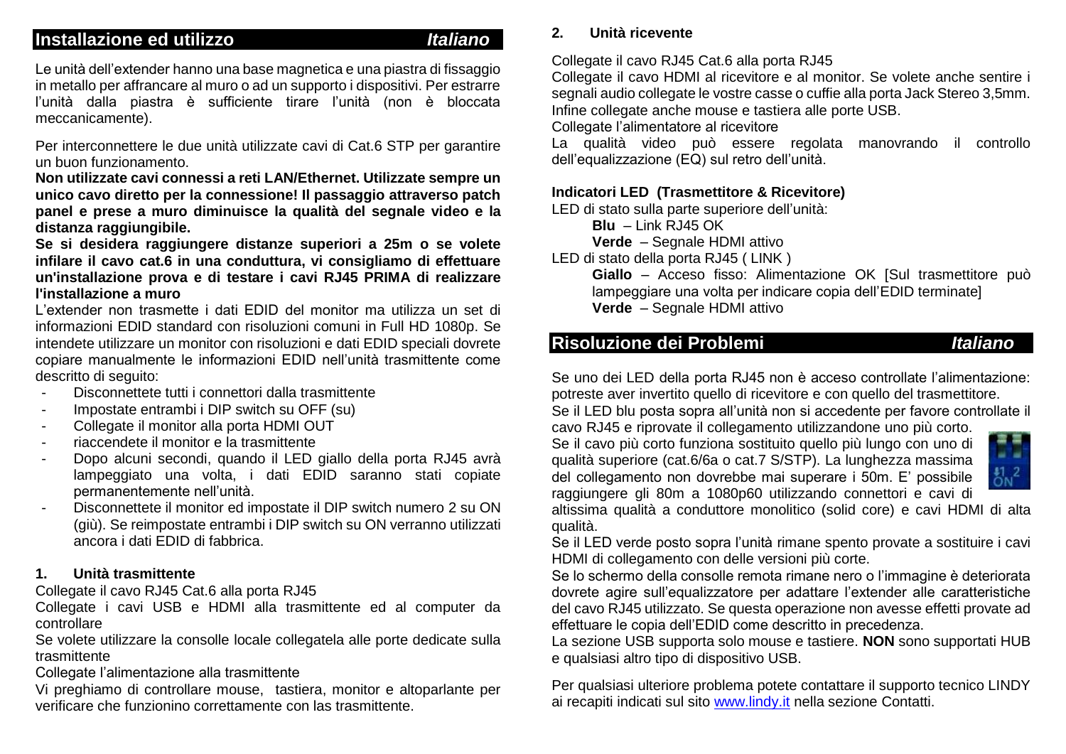## Installazione ed utilizzo *Italiano*

Le unità dell'extender hanno una base magnetica e una piastra di fissaggio in metallo per affrancare al muro o ad un supporto i dispositivi. Per estrarre l'unità dalla piastra è sufficiente tirare l'unità (non è bloccata meccanicamente).

Per interconnettere le due unità utilizzate cavi di Cat.6 STP per garantire un buon funzionamento.

**Non utilizzate cavi connessi a reti LAN/Ethernet. Utilizzate sempre un unico cavo diretto per la connessione! Il passaggio attraverso patch panel e prese a muro diminuisce la qualità del segnale video e la distanza raggiungibile.**

**Se si desidera raggiungere distanze superiori a 25m o se volete infilare il cavo cat.6 in una conduttura, vi consigliamo di effettuare un'installazione prova e di testare i cavi RJ45 PRIMA di realizzare l'installazione a muro**

L'extender non trasmette i dati EDID del monitor ma utilizza un set di informazioni EDID standard con risoluzioni comuni in Full HD 1080p. Se intendete utilizzare un monitor con risoluzioni e dati EDID speciali dovrete copiare manualmente le informazioni EDID nell'unità trasmittente come descritto di seguito:

- Disconnettete tutti i connettori dalla trasmittente
- Impostate entrambi i DIP switch su OFF (su)
- Collegate il monitor alla porta HDMI OUT
- riaccendete il monitor e la trasmittente
- Dopo alcuni secondi, quando il LED giallo della porta RJ45 avrà lampeggiato una volta, i dati EDID saranno stati copiate permanentemente nell'unità.
- Disconnettete il monitor ed impostate il DIP switch numero 2 su ON (giù). Se reimpostate entrambi i DIP switch su ON verranno utilizzati ancora i dati EDID di fabbrica.

### 1. Unità trasmittente

Collegate il cavo RJ45 Cat.6 alla porta RJ45

Collegate i cavi USB e HDMI alla trasmittente ed al computer da controllare

Se volete utilizzare la consolle locale collegatela alle porte dedicate sulla trasmittente

Collegate l'alimentazione alla trasmittente

Vi preghiamo di controllare mouse, tastiera, monitor e altoparlante per verificare che funzionino correttamente con las trasmittente.

### 2. Unità ricevente

Collegate il cavo RJ45 Cat.6 alla porta RJ45

Collegate il cavo HDMI al ricevitore e al monitor. Se volete anche sentire i segnali audio collegate le vostre casse o cuffie alla porta Jack Stereo 3,5mm. Infine collegate anche mouse e tastiera alle porte USB.

Collegate l'alimentatore al ricevitore

La qualità video può essere regolata manovrando il controllo dell'equalizzazione (EQ) sul retro dell'unità.

### Indicatori LED (Trasmettitore & Ricevitore)

LED di stato sulla parte superiore dell'unità:

**Blu** – Link RJ45 OK

**Verde** – Segnale HDMI attivo

LED di stato della porta RJ45 ( LINK )

**Giallo** – Acceso fisso: Alimentazione OK [Sul trasmettitore può lampeggiare una volta per indicare copia dell'EDID terminate]

**Verde** – Segnale HDMI attivo

## Risoluzione dei Problemi *Italiano*

Se uno dei LED della porta RJ45 non è acceso controllate l'alimentazione: potreste aver invertito quello di ricevitore e con quello del trasmettitore.

Se il LED blu posta sopra all'unità non si accedente per favore controllate il cavo RJ45 e riprovate il collegamento utilizzandone uno più corto.

Se il cavo più corto funziona sostituito quello più lungo con uno di qualità superiore (cat.6/6a o cat.7 S/STP). La lunghezza massima del collegamento non dovrebbe mai superare i 50m. E' possibile raggiungere gli 80m a 1080p60 utilizzando connettori e cavi di altissima qualità a conduttore monolitico (solid core) e cavi HDMI di alta qualità.

Se il LED verde posto sopra l'unità rimane spento provate a sostituire i cavi HDMI di collegamento con delle versioni più corte.

Se lo schermo della consolle remota rimane nero o l'immagine è deteriorata dovrete agire sull'equalizzatore per adattare l'extender alle caratteristiche del cavo RJ45 utilizzato. Se questa operazione non avesse effetti provate ad effettuare le copia dell'EDID come descritto in precedenza.

La sezione USB supporta solo mouse e tastiere. **NON** sono supportati HUB e qualsiasi altro tipo di dispositivo USB.

Per qualsiasi ulteriore problema potete contattare il supporto tecnico LINDY ai recapiti indicati sul sito www.lindy.it nella sezione Contatti.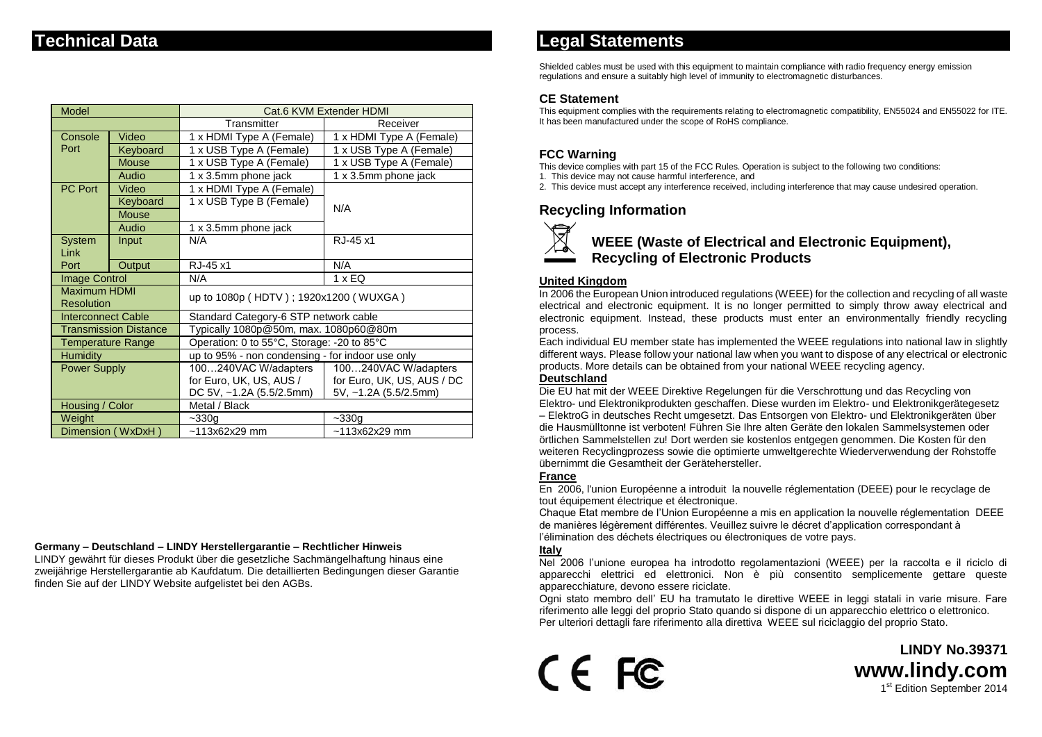## Technical Data

| Model | | Cat.6 KVM Extender HDMI | |
|---|---|---|---|
| | | Transmitter | Receiver |
| Console Port | Video | 1 x HDMI Type A (Female) | 1 x HDMI Type A (Female) |
| | Keyboard | 1 x USB Type A (Female) | 1 x USB Type A (Female) |
| | Mouse | 1 x USB Type A (Female) | 1 x USB Type A (Female) |
| | Audio | 1 x 3.5mm phone jack | 1 x 3.5mm phone jack |
| PC Port | Video | 1 x HDMI Type A (Female) | N/A |
| | Keyboard / Mouse | 1 x USB Type B (Female) | |
| | Audio | 1 x 3.5mm phone jack | |
| System Link Port | Input | N/A | RJ-45 x1 |
| | Output | RJ-45 x1 | N/A |
| Image Control | | N/A | 1 x EQ |
| Maximum HDMI Resolution | | up to 1080p ( HDTV ) ; 1920x1200 ( WUXGA ) | |
| Interconnect Cable | | Standard Category-6 STP network cable | |
| Transmission Distance | | Typically 1080p@50m, max. 1080p60@80m | |
| Temperature Range | | Operation: 0 to 55°C, Storage: -20 to 85°C | |
| Humidity | | up to 95% - non condensing - for indoor use only | |
| Power Supply | | 100…240VAC W/adapters for Euro, UK, US, AUS / DC 5V, ~1.2A (5.5/2.5mm) | 100…240VAC W/adapters for Euro, UK, US, AUS / DC 5V, ~1.2A (5.5/2.5mm) |
| Housing / Color | | Metal / Black | |
| Weight | | ~330g | ~330g |
| Dimension ( WxDxH ) | | ~113x62x29 mm | ~113x62x29 mm |

**Germany – Deutschland – LINDY Herstellergarantie – Rechtlicher Hinweis**

LINDY gewährt für dieses Produkt über die gesetzliche Sachmängelhaftung hinaus eine zweijährige Herstellergarantie ab Kaufdatum. Die detaillierten Bedingungen dieser Garantie finden Sie auf der LINDY Website aufgelistet bei den AGBs.

## Legal Statements

Shielded cables must be used with this equipment to maintain compliance with radio frequency energy emission regulations and ensure a suitably high level of immunity to electromagnetic disturbances.

### CE Statement

This equipment complies with the requirements relating to electromagnetic compatibility, EN55024 and EN55022 for ITE. It has been manufactured under the scope of RoHS compliance.

### FCC Warning

This device complies with part 15 of the FCC Rules. Operation is subject to the following two conditions:

1. This device may not cause harmful interference, and
2. This device must accept any interference received, including interference that may cause undesired operation.

### Recycling Information

**WEEE (Waste of Electrical and Electronic Equipment), Recycling of Electronic Products**

**United Kingdom**

In 2006 the European Union introduced regulations (WEEE) for the collection and recycling of all waste electrical and electronic equipment. It is no longer permitted to simply throw away electrical and electronic equipment. Instead, these products must enter an environmentally friendly recycling process.

Each individual EU member state has implemented the WEEE regulations into national law in slightly different ways. Please follow your national law when you want to dispose of any electrical or electronic products. More details can be obtained from your national WEEE recycling agency.

**Deutschland**

Die EU hat mit der WEEE Direktive Regelungen für die Verschrottung und das Recycling von Elektro- und Elektronikprodukten geschaffen. Diese wurden im Elektro- und Elektronikgerätegesetz – ElektroG in deutsches Recht umgesetzt. Das Entsorgen von Elektro- und Elektronikgeräten über die Hausmülltonne ist verboten! Führen Sie Ihre alten Geräte den lokalen Sammelsystemen oder örtlichen Sammelstellen zu! Dort werden sie kostenlos entgegen genommen. Die Kosten für den weiteren Recyclingprozess sowie die optimierte umweltgerechte Wiederverwendung der Rohstoffe übernimmt die Gesamtheit der Gerätehersteller.

**France**

En 2006, l'union Européenne a introduit la nouvelle réglementation (DEEE) pour le recyclage de tout équipement électrique et électronique.

Chaque Etat membre de l'Union Européenne a mis en application la nouvelle réglementation DEEE de manières légèrement différentes. Veuillez suivre le décret d'application correspondant à l'élimination des déchets électriques ou électroniques de votre pays.

**Italy**

Nel 2006 l'unione europea ha introdotto regolamentazioni (WEEE) per la raccolta e il riciclo di apparecchi elettrici ed elettronici. Non è più consentito semplicemente gettare queste apparecchiature, devono essere riciclate.

Ogni stato membro dell' EU ha tramutato le direttive WEEE in leggi statali in varie misure. Fare riferimento alle leggi del proprio Stato quando si dispone di un apparecchio elettrico o elettronico. Per ulteriori dettagli fare riferimento alla direttiva WEEE sul riciclaggio del proprio Stato.

CE FC

**LINDY No.39371**

**www.lindy.com**

1st Edition September 2014